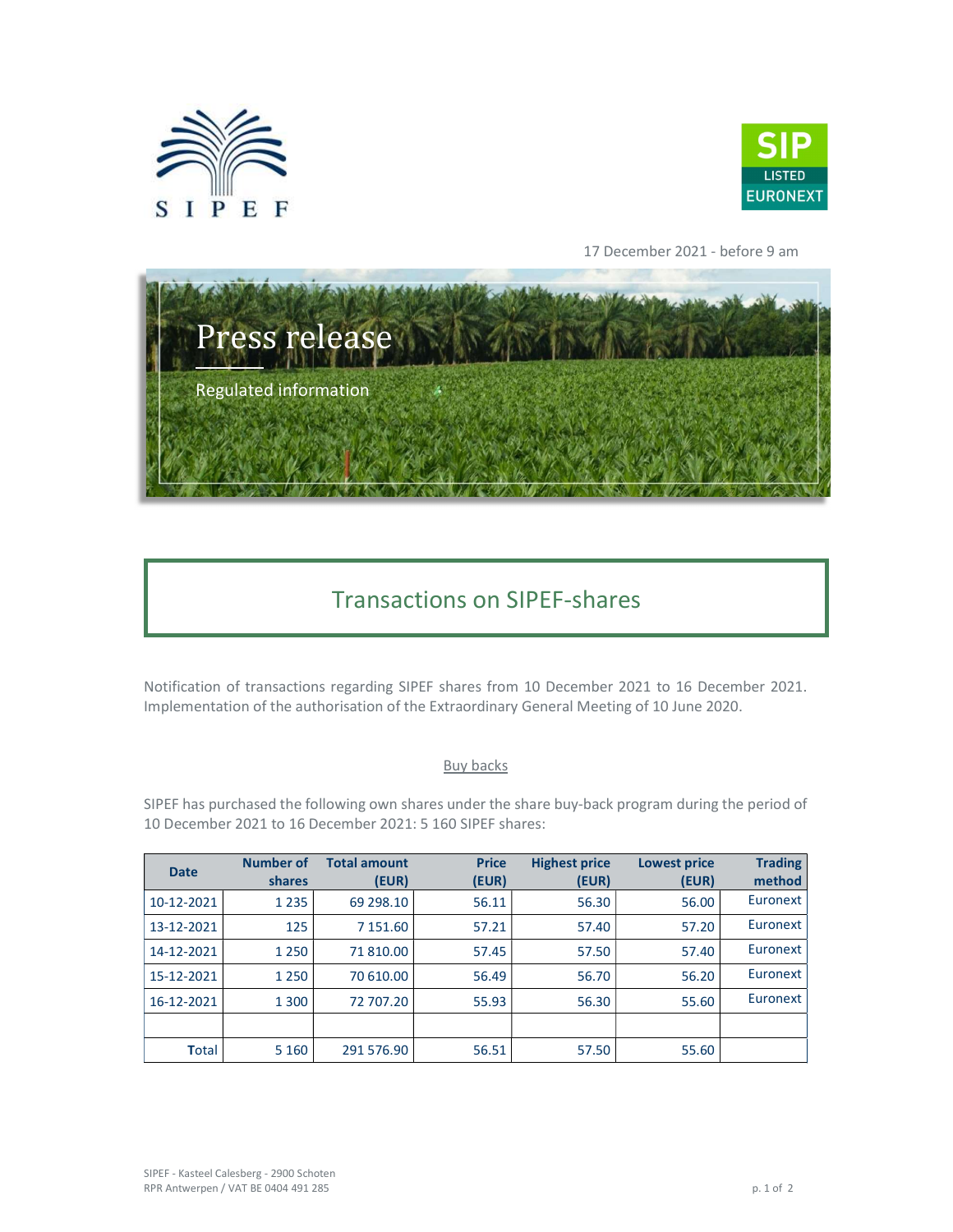17 December 2021 - before 9 am

# Press release

Regulated information

## Transactions on SIPEF-shares

Notification of transactions regarding SIPEF shares from 10 December 2021 to 16 December 2021. Implementation of the authorisation of the Extraordinary General Meeting of 10 June 2020.

### Buy backs

SIPEF has purchased the following own shares under the share buy-back program during the period of 10 December 2021 to 16 December 2021: 5 160 SIPEF shares:

| Date | Number of shares | Total amount (EUR) | Price (EUR) | Highest price (EUR) | Lowest price (EUR) | Trading method |
|---|---|---|---|---|---|---|
| 10-12-2021 | 1 235 | 69 298.10 | 56.11 | 56.30 | 56.00 | Euronext |
| 13-12-2021 | 125 | 7 151.60 | 57.21 | 57.40 | 57.20 | Euronext |
| 14-12-2021 | 1 250 | 71 810.00 | 57.45 | 57.50 | 57.40 | Euronext |
| 15-12-2021 | 1 250 | 70 610.00 | 56.49 | 56.70 | 56.20 | Euronext |
| 16-12-2021 | 1 300 | 72 707.20 | 55.93 | 56.30 | 55.60 | Euronext |
| | | | | | | |
| Total | 5 160 | 291 576.90 | 56.51 | 57.50 | 55.60 | |

SIPEF - Kasteel Calesberg - 2900 Schoten
RPR Antwerpen / VAT BE 0404 491 285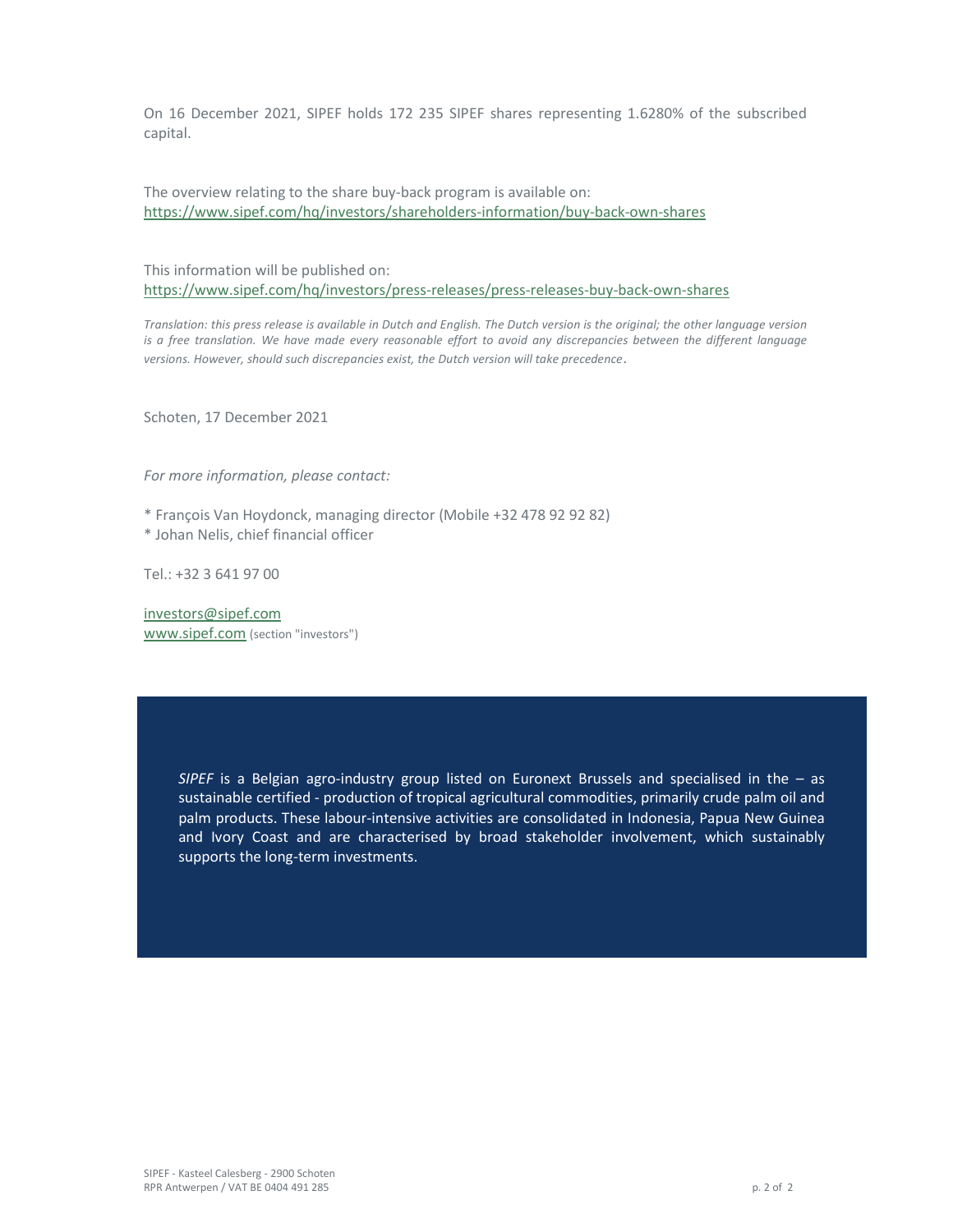On 16 December 2021, SIPEF holds 172 235 SIPEF shares representing 1.6280% of the subscribed capital.

The overview relating to the share buy-back program is available on:
https://www.sipef.com/hq/investors/shareholders-information/buy-back-own-shares

This information will be published on:
https://www.sipef.com/hq/investors/press-releases/press-releases-buy-back-own-shares

*Translation: this press release is available in Dutch and English. The Dutch version is the original; the other language version is a free translation. We have made every reasonable effort to avoid any discrepancies between the different language versions. However, should such discrepancies exist, the Dutch version will take precedence.*

Schoten, 17 December 2021

*For more information, please contact:*

* François Van Hoydonck, managing director (Mobile +32 478 92 92 82)
* Johan Nelis, chief financial officer

Tel.: +32 3 641 97 00

investors@sipef.com
www.sipef.com (section "investors")

*SIPEF* is a Belgian agro-industry group listed on Euronext Brussels and specialised in the – as sustainable certified - production of tropical agricultural commodities, primarily crude palm oil and palm products. These labour-intensive activities are consolidated in Indonesia, Papua New Guinea and Ivory Coast and are characterised by broad stakeholder involvement, which sustainably supports the long-term investments.

SIPEF - Kasteel Calesberg - 2900 Schoten
RPR Antwerpen / VAT BE 0404 491 285